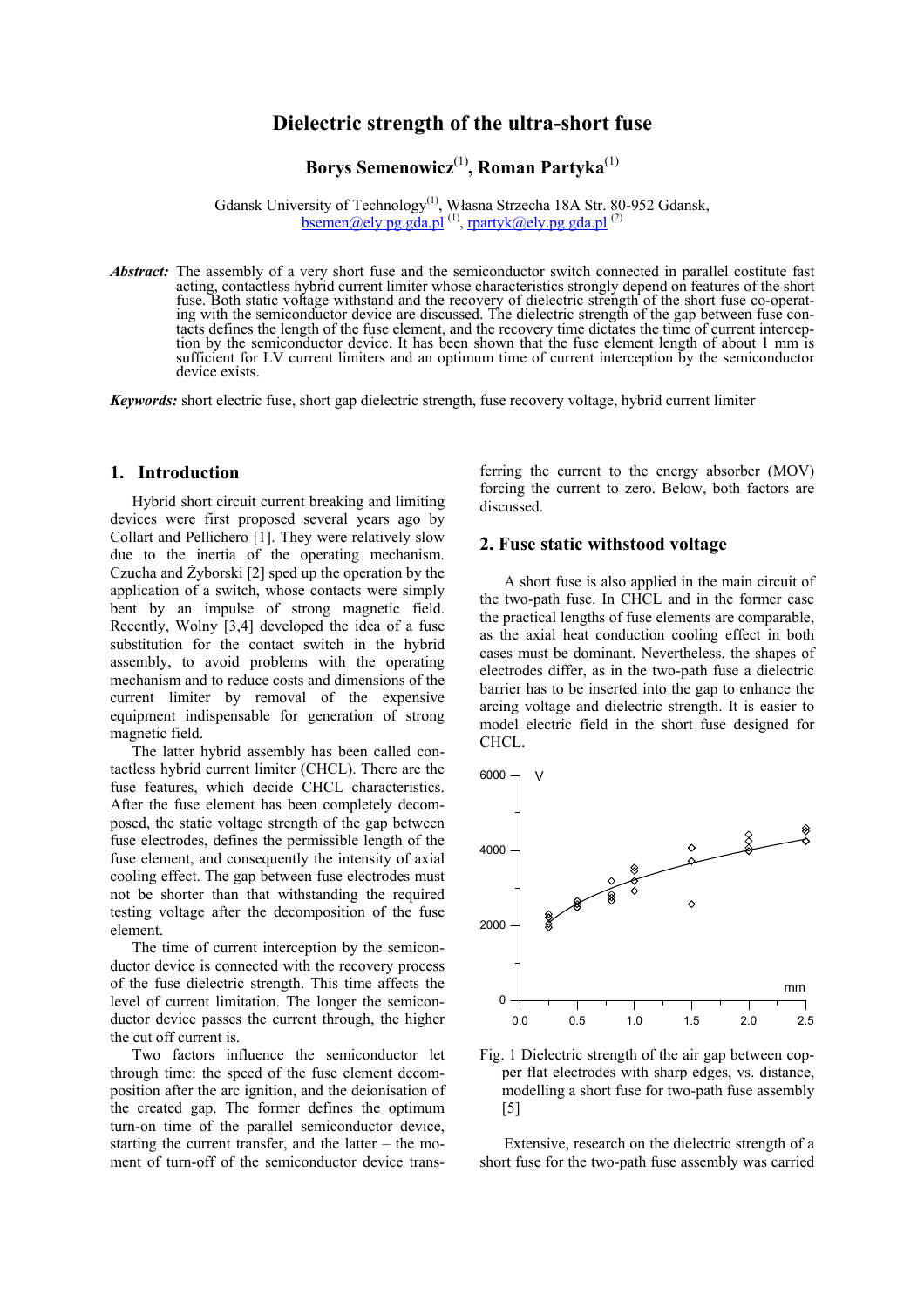# Dielectric strength of the ultra-short fuse

**Borys Semenowicz[1], Roman Partyka[1]**

Gdansk University of Technology[1], Własna Strzecha 18A Str. 80-952 Gdansk,
bsemen@ely.pg.gda.pl [1], rpartyk@ely.pg.gda.pl [2]

***Abstract:*** The assembly of a very short fuse and the semiconductor switch connected in parallel costitute fast acting, contactless hybrid current limiter whose characteristics strongly depend on features of the short fuse. Both static voltage withstand and the recovery of dielectric strength of the short fuse co-operating with the semiconductor device are discussed. The dielectric strength of the gap between fuse contacts defines the length of the fuse element, and the recovery time dictates the time of current interception by the semiconductor device. It has been shown that the fuse element length of about 1 mm is sufficient for LV current limiters and an optimum time of current interception by the semiconductor device exists.

***Keywords:*** short electric fuse, short gap dielectric strength, fuse recovery voltage, hybrid current limiter

## 1. Introduction

Hybrid short circuit current breaking and limiting devices were first proposed several years ago by Collart and Pellichero [1]. They were relatively slow due to the inertia of the operating mechanism. Czucha and Żyborski [2] sped up the operation by the application of a switch, whose contacts were simply bent by an impulse of strong magnetic field. Recently, Wolny [3,4] developed the idea of a fuse substitution for the contact switch in the hybrid assembly, to avoid problems with the operating mechanism and to reduce costs and dimensions of the current limiter by removal of the expensive equipment indispensable for generation of strong magnetic field.

The latter hybrid assembly has been called contactless hybrid current limiter (CHCL). There are the fuse features, which decide CHCL characteristics. After the fuse element has been completely decomposed, the static voltage strength of the gap between fuse electrodes, defines the permissible length of the fuse element, and consequently the intensity of axial cooling effect. The gap between fuse electrodes must not be shorter than that withstanding the required testing voltage after the decomposition of the fuse element.

The time of current interception by the semiconductor device is connected with the recovery process of the fuse dielectric strength. This time affects the level of current limitation. The longer the semiconductor device passes the current through, the higher the cut off current is.

Two factors influence the semiconductor let through time: the speed of the fuse element decomposition after the arc ignition, and the deionisation of the created gap. The former defines the optimum turn-on time of the parallel semiconductor device, starting the current transfer, and the latter – the moment of turn-off of the semiconductor device transferring the current to the energy absorber (MOV) forcing the current to zero. Below, both factors are discussed.

## 2. Fuse static withstood voltage

A short fuse is also applied in the main circuit of the two-path fuse. In CHCL and in the former case the practical lengths of fuse elements are comparable, as the axial heat conduction cooling effect in both cases must be dominant. Nevertheless, the shapes of electrodes differ, as in the two-path fuse a dielectric barrier has to be inserted into the gap to enhance the arcing voltage and dielectric strength. It is easier to model electric field in the short fuse designed for CHCL.

Fig. 1 Dielectric strength of the air gap between copper flat electrodes with sharp edges, vs. distance, modelling a short fuse for two-path fuse assembly [5]

Extensive, research on the dielectric strength of a short fuse for the two-path fuse assembly was carried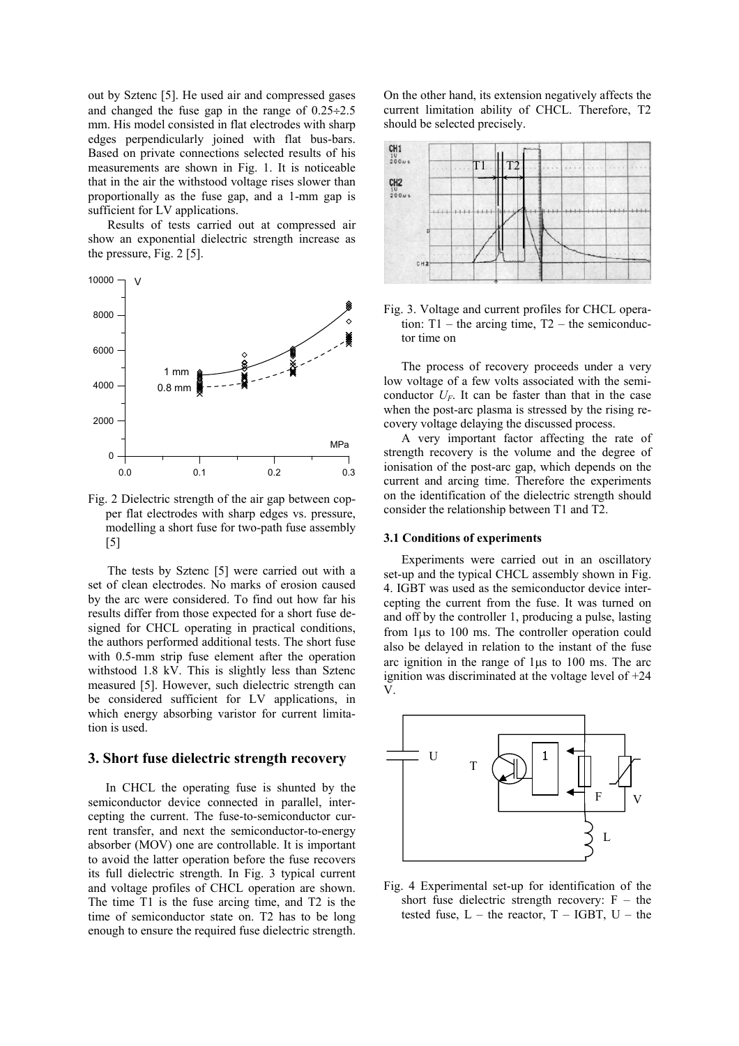out by Sztenc [5]. He used air and compressed gases and changed the fuse gap in the range of 0.25÷2.5 mm. His model consisted in flat electrodes with sharp edges perpendicularly joined with flat bus-bars. Based on private connections selected results of his measurements are shown in Fig. 1. It is noticeable that in the air the withstood voltage rises slower than proportionally as the fuse gap, and a 1-mm gap is sufficient for LV applications.

Results of tests carried out at compressed air show an exponential dielectric strength increase as the pressure, Fig. 2 [5].

Fig. 2 Dielectric strength of the air gap between copper flat electrodes with sharp edges vs. pressure, modelling a short fuse for two-path fuse assembly [5]

The tests by Sztenc [5] were carried out with a set of clean electrodes. No marks of erosion caused by the arc were considered. To find out how far his results differ from those expected for a short fuse designed for CHCL operating in practical conditions, the authors performed additional tests. The short fuse with 0.5-mm strip fuse element after the operation withstood 1.8 kV. This is slightly less than Sztenc measured [5]. However, such dielectric strength can be considered sufficient for LV applications, in which energy absorbing varistor for current limitation is used.

## 3. Short fuse dielectric strength recovery

In CHCL the operating fuse is shunted by the semiconductor device connected in parallel, intercepting the current. The fuse-to-semiconductor current transfer, and next the semiconductor-to-energy absorber (MOV) one are controllable. It is important to avoid the latter operation before the fuse recovers its full dielectric strength. In Fig. 3 typical current and voltage profiles of CHCL operation are shown. The time T1 is the fuse arcing time, and T2 is the time of semiconductor state on. T2 has to be long enough to ensure the required fuse dielectric strength. On the other hand, its extension negatively affects the current limitation ability of CHCL. Therefore, T2 should be selected precisely.

Fig. 3. Voltage and current profiles for CHCL operation: T1 – the arcing time, T2 – the semiconductor time on

The process of recovery proceeds under a very low voltage of a few volts associated with the semiconductor $U_F$. It can be faster than that in the case when the post-arc plasma is stressed by the rising recovery voltage delaying the discussed process.

A very important factor affecting the rate of strength recovery is the volume and the degree of ionisation of the post-arc gap, which depends on the current and arcing time. Therefore the experiments on the identification of the dielectric strength should consider the relationship between T1 and T2.

### 3.1 Conditions of experiments

Experiments were carried out in an oscillatory set-up and the typical CHCL assembly shown in Fig. 4. IGBT was used as the semiconductor device intercepting the current from the fuse. It was turned on and off by the controller 1, producing a pulse, lasting from 1μs to 100 ms. The controller operation could also be delayed in relation to the instant of the fuse arc ignition in the range of 1μs to 100 ms. The arc ignition was discriminated at the voltage level of +24 V.

Fig. 4 Experimental set-up for identification of the short fuse dielectric strength recovery: F – the tested fuse, L – the reactor, T – IGBT, U – the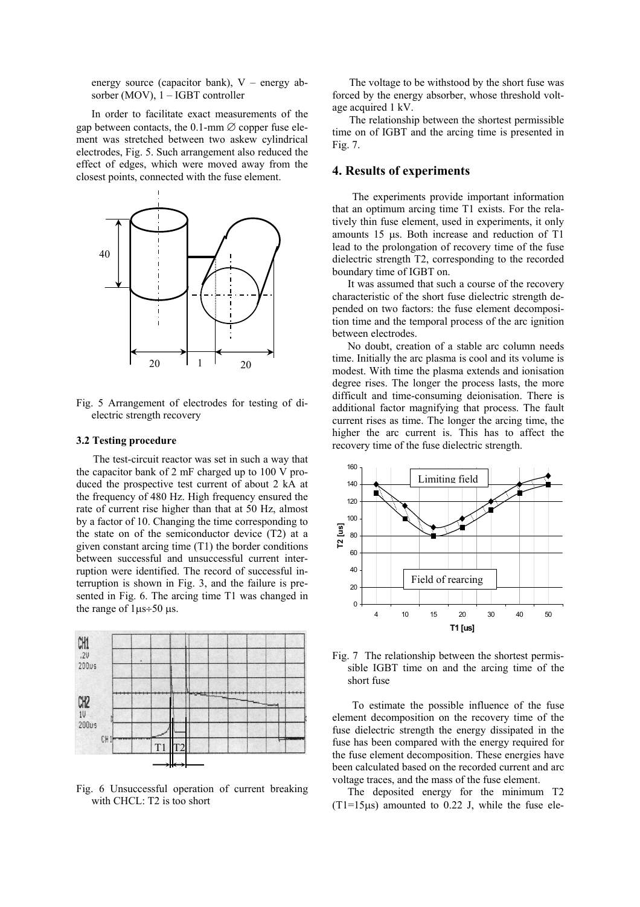energy source (capacitor bank), V – energy absorber (MOV), 1 – IGBT controller

In order to facilitate exact measurements of the gap between contacts, the 0.1-mm ∅ copper fuse element was stretched between two askew cylindrical electrodes, Fig. 5. Such arrangement also reduced the effect of edges, which were moved away from the closest points, connected with the fuse element.

Fig. 5 Arrangement of electrodes for testing of dielectric strength recovery

### 3.2 Testing procedure

The test-circuit reactor was set in such a way that the capacitor bank of 2 mF charged up to 100 V produced the prospective test current of about 2 kA at the frequency of 480 Hz. High frequency ensured the rate of current rise higher than that at 50 Hz, almost by a factor of 10. Changing the time corresponding to the state on of the semiconductor device (T2) at a given constant arcing time (T1) the border conditions between successful and unsuccessful current interruption were identified. The record of successful interruption is shown in Fig. 3, and the failure is presented in Fig. 6. The arcing time T1 was changed in the range of 1μs÷50 μs.

Fig. 6 Unsuccessful operation of current breaking with CHCL: T2 is too short

The voltage to be withstood by the short fuse was forced by the energy absorber, whose threshold voltage acquired 1 kV.

The relationship between the shortest permissible time on of IGBT and the arcing time is presented in Fig. 7.

## 4. Results of experiments

The experiments provide important information that an optimum arcing time T1 exists. For the relatively thin fuse element, used in experiments, it only amounts 15 μs. Both increase and reduction of T1 lead to the prolongation of recovery time of the fuse dielectric strength T2, corresponding to the recorded boundary time of IGBT on.

It was assumed that such a course of the recovery characteristic of the short fuse dielectric strength depended on two factors: the fuse element decomposition time and the temporal process of the arc ignition between electrodes.

No doubt, creation of a stable arc column needs time. Initially the arc plasma is cool and its volume is modest. With time the plasma extends and ionisation degree rises. The longer the process lasts, the more difficult and time-consuming deionisation. There is additional factor magnifying that process. The fault current rises as time. The longer the arcing time, the higher the arc current is. This has to affect the recovery time of the fuse dielectric strength.

Fig. 7 The relationship between the shortest permissible IGBT time on and the arcing time of the short fuse

To estimate the possible influence of the fuse element decomposition on the recovery time of the fuse dielectric strength the energy dissipated in the fuse has been compared with the energy required for the fuse element decomposition. These energies have been calculated based on the recorded current and arc voltage traces, and the mass of the fuse element.

The deposited energy for the minimum T2 (T1=15μs) amounted to 0.22 J, while the fuse ele-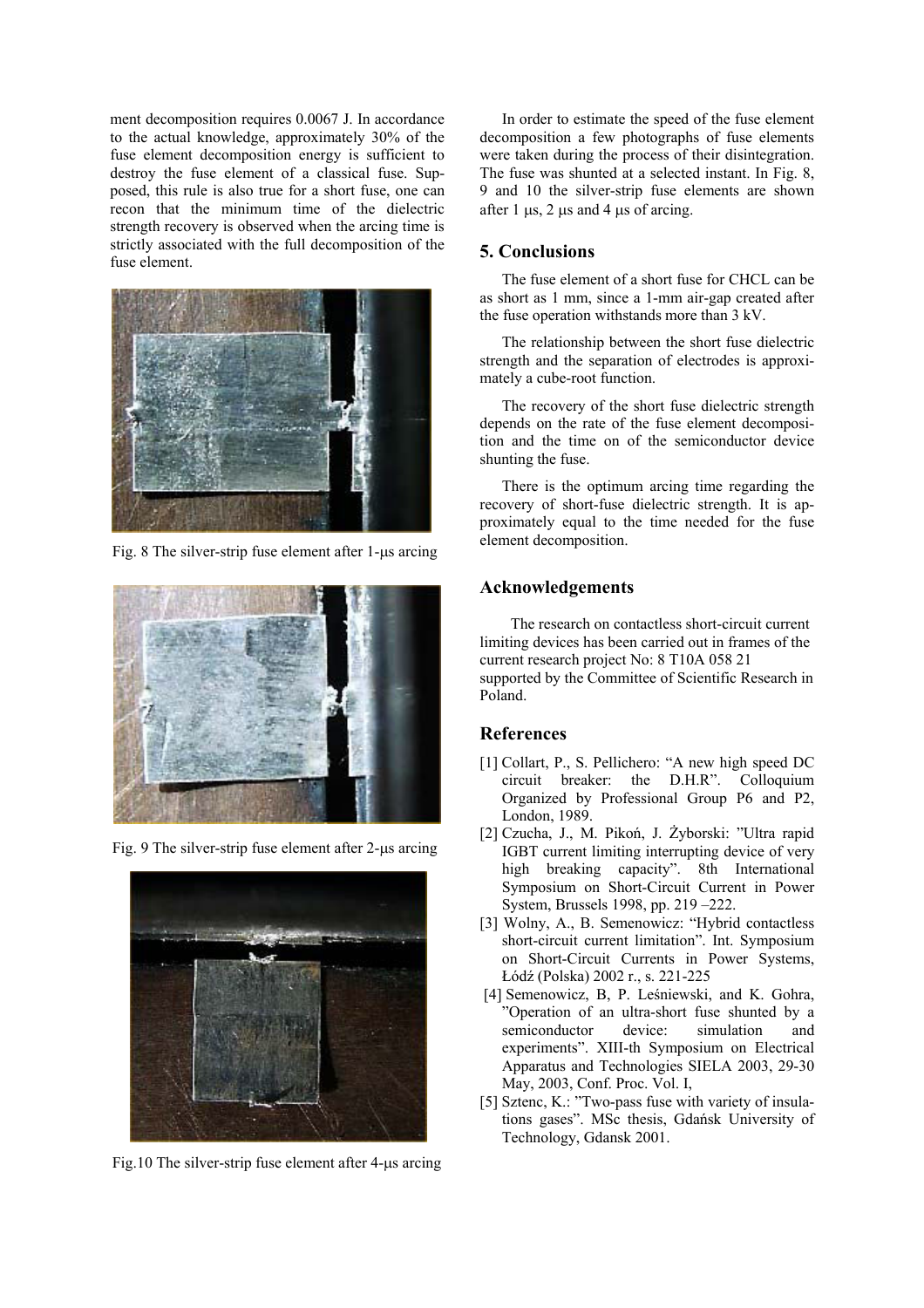ment decomposition requires 0.0067 J. In accordance to the actual knowledge, approximately 30% of the fuse element decomposition energy is sufficient to destroy the fuse element of a classical fuse. Supposed, this rule is also true for a short fuse, one can recon that the minimum time of the dielectric strength recovery is observed when the arcing time is strictly associated with the full decomposition of the fuse element.

Fig. 8 The silver-strip fuse element after 1-μs arcing

Fig. 9 The silver-strip fuse element after 2-μs arcing

Fig.10 The silver-strip fuse element after 4-μs arcing

In order to estimate the speed of the fuse element decomposition a few photographs of fuse elements were taken during the process of their disintegration. The fuse was shunted at a selected instant. In Fig. 8, 9 and 10 the silver-strip fuse elements are shown after 1 μs, 2 μs and 4 μs of arcing.

## 5. Conclusions

The fuse element of a short fuse for CHCL can be as short as 1 mm, since a 1-mm air-gap created after the fuse operation withstands more than 3 kV.

The relationship between the short fuse dielectric strength and the separation of electrodes is approximately a cube-root function.

The recovery of the short fuse dielectric strength depends on the rate of the fuse element decomposition and the time on of the semiconductor device shunting the fuse.

There is the optimum arcing time regarding the recovery of short-fuse dielectric strength. It is approximately equal to the time needed for the fuse element decomposition.

## Acknowledgements

The research on contactless short-circuit current limiting devices has been carried out in frames of the current research project No: 8 T10A 058 21 supported by the Committee of Scientific Research in Poland.

## References

[1] Collart, P., S. Pellichero: "A new high speed DC circuit breaker: the D.H.R". Colloquium Organized by Professional Group P6 and P2, London, 1989.

[2] Czucha, J., M. Pikoń, J. Żyborski: "Ultra rapid IGBT current limiting interrupting device of very high breaking capacity". 8th International Symposium on Short-Circuit Current in Power System, Brussels 1998, pp. 219 –222.

[3] Wolny, A., B. Semenowicz: "Hybrid contactless short-circuit current limitation". Int. Symposium on Short-Circuit Currents in Power Systems, Łódź (Polska) 2002 r., s. 221-225

[4] Semenowicz, B, P. Leśniewski, and K. Gohra, "Operation of an ultra-short fuse shunted by a semiconductor device: simulation and experiments". XIII-th Symposium on Electrical Apparatus and Technologies SIELA 2003, 29-30 May, 2003, Conf. Proc. Vol. I,

[5] Sztenc, K.: "Two-pass fuse with variety of insulations gases". MSc thesis, Gdańsk University of Technology, Gdansk 2001.